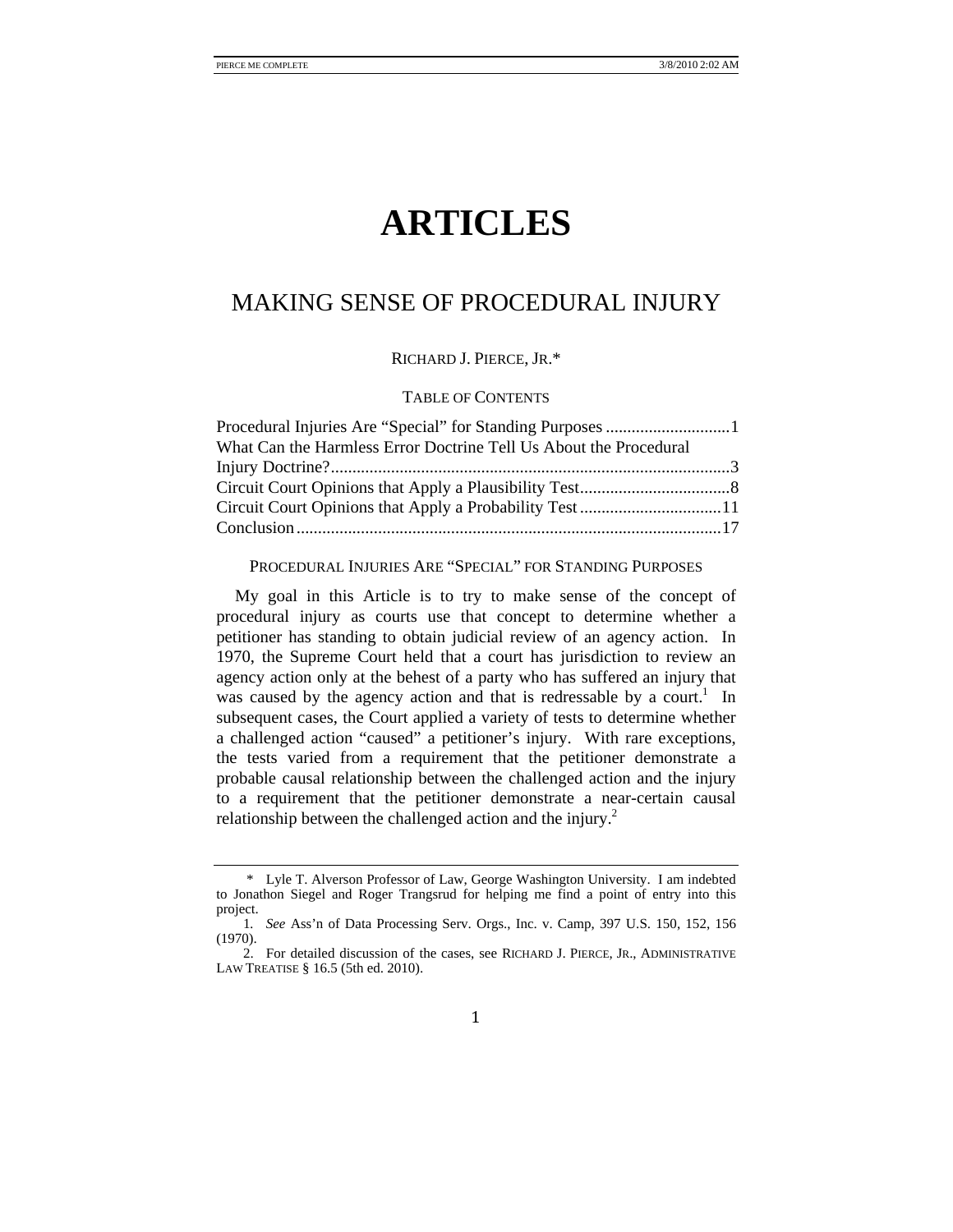# ARTICLES

## MAKING SENSE OF PROCEDURAL INJURY

RICHARD J. PIERCE, JR.*

TABLE OF CONTENTS

Procedural Injuries Are "Special" for Standing Purposes .............................1
What Can the Harmless Error Doctrine Tell Us About the Procedural Injury Doctrine?.............................................................................................3
Circuit Court Opinions that Apply a Plausibility Test...................................8
Circuit Court Opinions that Apply a Probability Test .................................11
Conclusion ..................................................................................................17

### PROCEDURAL INJURIES ARE "SPECIAL" FOR STANDING PURPOSES

My goal in this Article is to try to make sense of the concept of procedural injury as courts use that concept to determine whether a petitioner has standing to obtain judicial review of an agency action. In 1970, the Supreme Court held that a court has jurisdiction to review an agency action only at the behest of a party who has suffered an injury that was caused by the agency action and that is redressable by a court.[1] In subsequent cases, the Court applied a variety of tests to determine whether a challenged action "caused" a petitioner's injury. With rare exceptions, the tests varied from a requirement that the petitioner demonstrate a probable causal relationship between the challenged action and the injury to a requirement that the petitioner demonstrate a near-certain causal relationship between the challenged action and the injury.[2]

---

\* Lyle T. Alverson Professor of Law, George Washington University. I am indebted to Jonathon Siegel and Roger Transgrud for helping me find a point of entry into this project.

1. *See* Ass'n of Data Processing Serv. Orgs., Inc. v. Camp, 397 U.S. 150, 152, 156 (1970).

2. For detailed discussion of the cases, see RICHARD J. PIERCE, JR., ADMINISTRATIVE LAW TREATISE § 16.5 (5th ed. 2010).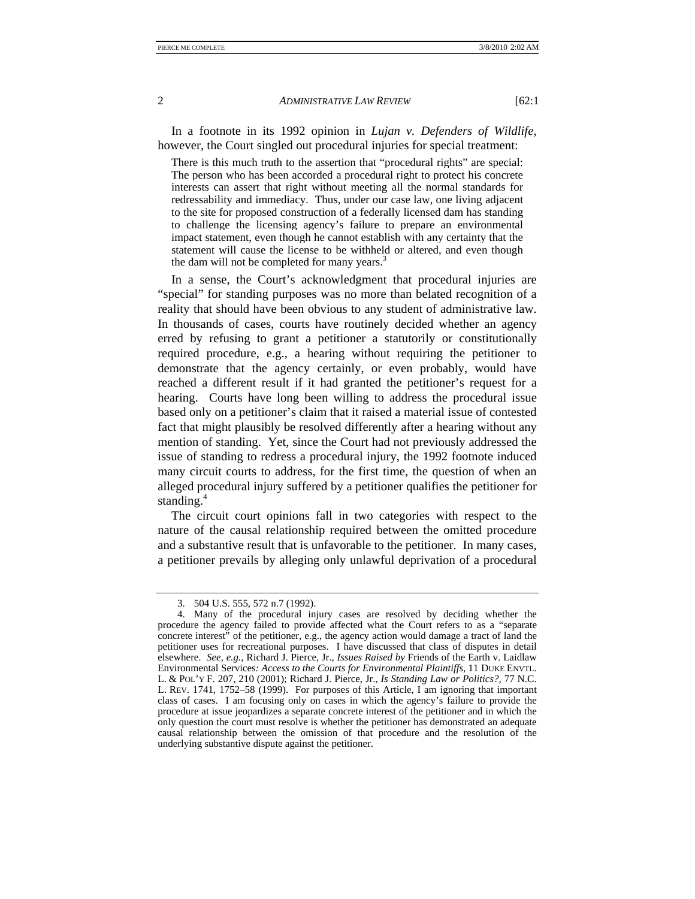In a footnote in its 1992 opinion in *Lujan v. Defenders of Wildlife*, however, the Court singled out procedural injuries for special treatment:

> There is this much truth to the assertion that "procedural rights" are special: The person who has been accorded a procedural right to protect his concrete interests can assert that right without meeting all the normal standards for redressability and immediacy. Thus, under our case law, one living adjacent to the site for proposed construction of a federally licensed dam has standing to challenge the licensing agency's failure to prepare an environmental impact statement, even though he cannot establish with any certainty that the statement will cause the license to be withheld or altered, and even though the dam will not be completed for many years.[3]

In a sense, the Court's acknowledgment that procedural injuries are "special" for standing purposes was no more than belated recognition of a reality that should have been obvious to any student of administrative law. In thousands of cases, courts have routinely decided whether an agency erred by refusing to grant a petitioner a statutorily or constitutionally required procedure, e.g., a hearing without requiring the petitioner to demonstrate that the agency certainly, or even probably, would have reached a different result if it had granted the petitioner's request for a hearing. Courts have long been willing to address the procedural issue based only on a petitioner's claim that it raised a material issue of contested fact that might plausibly be resolved differently after a hearing without any mention of standing. Yet, since the Court had not previously addressed the issue of standing to redress a procedural injury, the 1992 footnote induced many circuit courts to address, for the first time, the question of when an alleged procedural injury suffered by a petitioner qualifies the petitioner for standing.[4]

The circuit court opinions fall in two categories with respect to the nature of the causal relationship required between the omitted procedure and a substantive result that is unfavorable to the petitioner. In many cases, a petitioner prevails by alleging only unlawful deprivation of a procedural

---

3. 504 U.S. 555, 572 n.7 (1992).

4. Many of the procedural injury cases are resolved by deciding whether the procedure the agency failed to provide affected what the Court refers to as a "separate concrete interest" of the petitioner, e.g., the agency action would damage a tract of land the petitioner uses for recreational purposes. I have discussed that class of disputes in detail elsewhere. *See, e.g.*, Richard J. Pierce, Jr., *Issues Raised by* Friends of the Earth v. Laidlaw Environmental Services*: Access to the Courts for Environmental Plaintiffs*, 11 DUKE ENVTL. L. & POL'Y F. 207, 210 (2001); Richard J. Pierce, Jr., *Is Standing Law or Politics?*, 77 N.C. L. REV. 1741, 1752–58 (1999). For purposes of this Article, I am ignoring that important class of cases. I am focusing only on cases in which the agency's failure to provide the procedure at issue jeopardizes a separate concrete interest of the petitioner and in which the only question the court must resolve is whether the petitioner has demonstrated an adequate causal relationship between the omission of that procedure and the resolution of the underlying substantive dispute against the petitioner.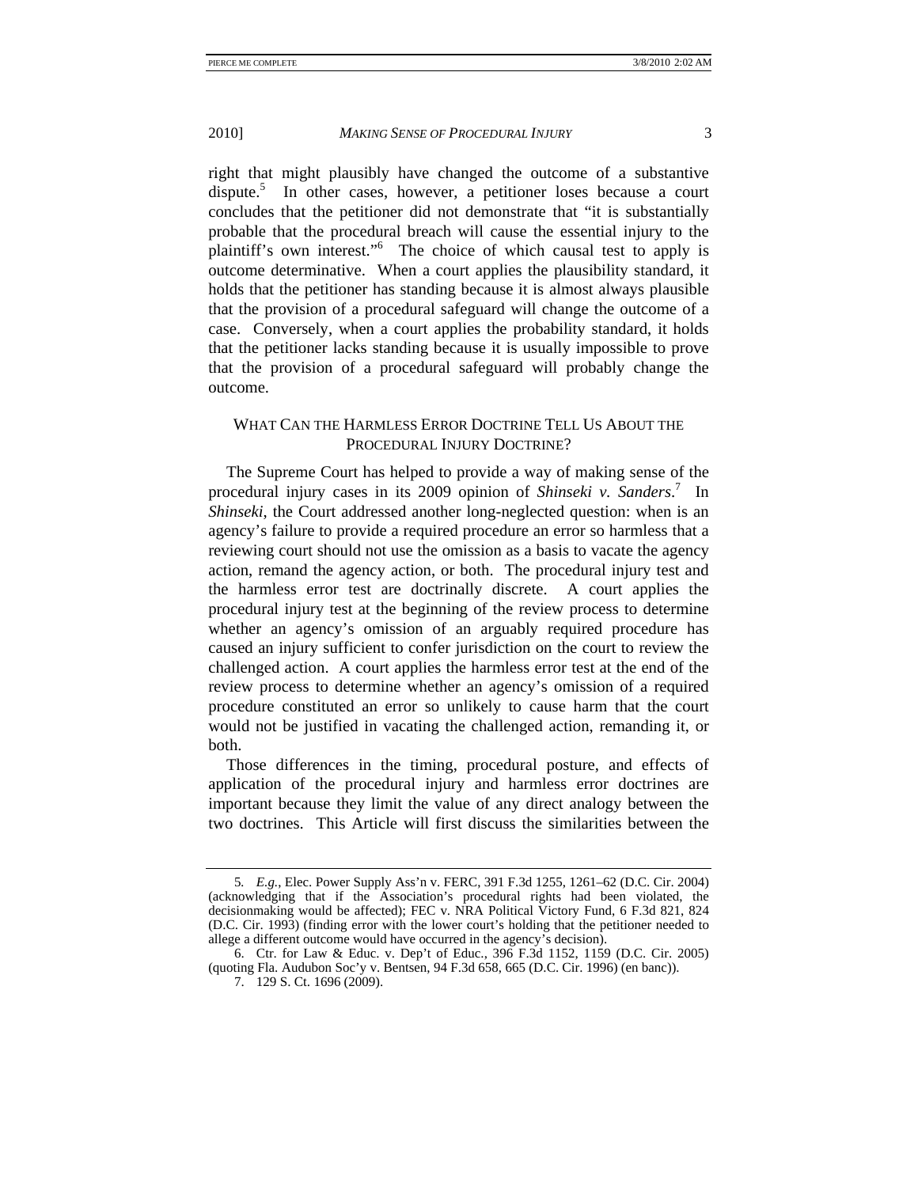right that might plausibly have changed the outcome of a substantive dispute.[5] In other cases, however, a petitioner loses because a court concludes that the petitioner did not demonstrate that "it is substantially probable that the procedural breach will cause the essential injury to the plaintiff's own interest."[6] The choice of which causal test to apply is outcome determinative. When a court applies the plausibility standard, it holds that the petitioner has standing because it is almost always plausible that the provision of a procedural safeguard will change the outcome of a case. Conversely, when a court applies the probability standard, it holds that the petitioner lacks standing because it is usually impossible to prove that the provision of a procedural safeguard will probably change the outcome.

## WHAT CAN THE HARMLESS ERROR DOCTRINE TELL US ABOUT THE PROCEDURAL INJURY DOCTRINE?

The Supreme Court has helped to provide a way of making sense of the procedural injury cases in its 2009 opinion of *Shinseki v. Sanders*.[7] In *Shinseki*, the Court addressed another long-neglected question: when is an agency's failure to provide a required procedure an error so harmless that a reviewing court should not use the omission as a basis to vacate the agency action, remand the agency action, or both. The procedural injury test and the harmless error test are doctrinally discrete. A court applies the procedural injury test at the beginning of the review process to determine whether an agency's omission of an arguably required procedure has caused an injury sufficient to confer jurisdiction on the court to review the challenged action. A court applies the harmless error test at the end of the review process to determine whether an agency's omission of a required procedure constituted an error so unlikely to cause harm that the court would not be justified in vacating the challenged action, remanding it, or both.

Those differences in the timing, procedural posture, and effects of application of the procedural injury and harmless error doctrines are important because they limit the value of any direct analogy between the two doctrines. This Article will first discuss the similarities between the

---

5. *E.g.*, Elec. Power Supply Ass'n v. FERC, 391 F.3d 1255, 1261–62 (D.C. Cir. 2004) (acknowledging that if the Association's procedural rights had been violated, the decisionmaking would be affected); FEC v. NRA Political Victory Fund, 6 F.3d 821, 824 (D.C. Cir. 1993) (finding error with the lower court's holding that the petitioner needed to allege a different outcome would have occurred in the agency's decision).

6. Ctr. for Law & Educ. v. Dep't of Educ., 396 F.3d 1152, 1159 (D.C. Cir. 2005) (quoting Fla. Audubon Soc'y v. Bentsen, 94 F.3d 658, 665 (D.C. Cir. 1996) (en banc)).

7. 129 S. Ct. 1696 (2009).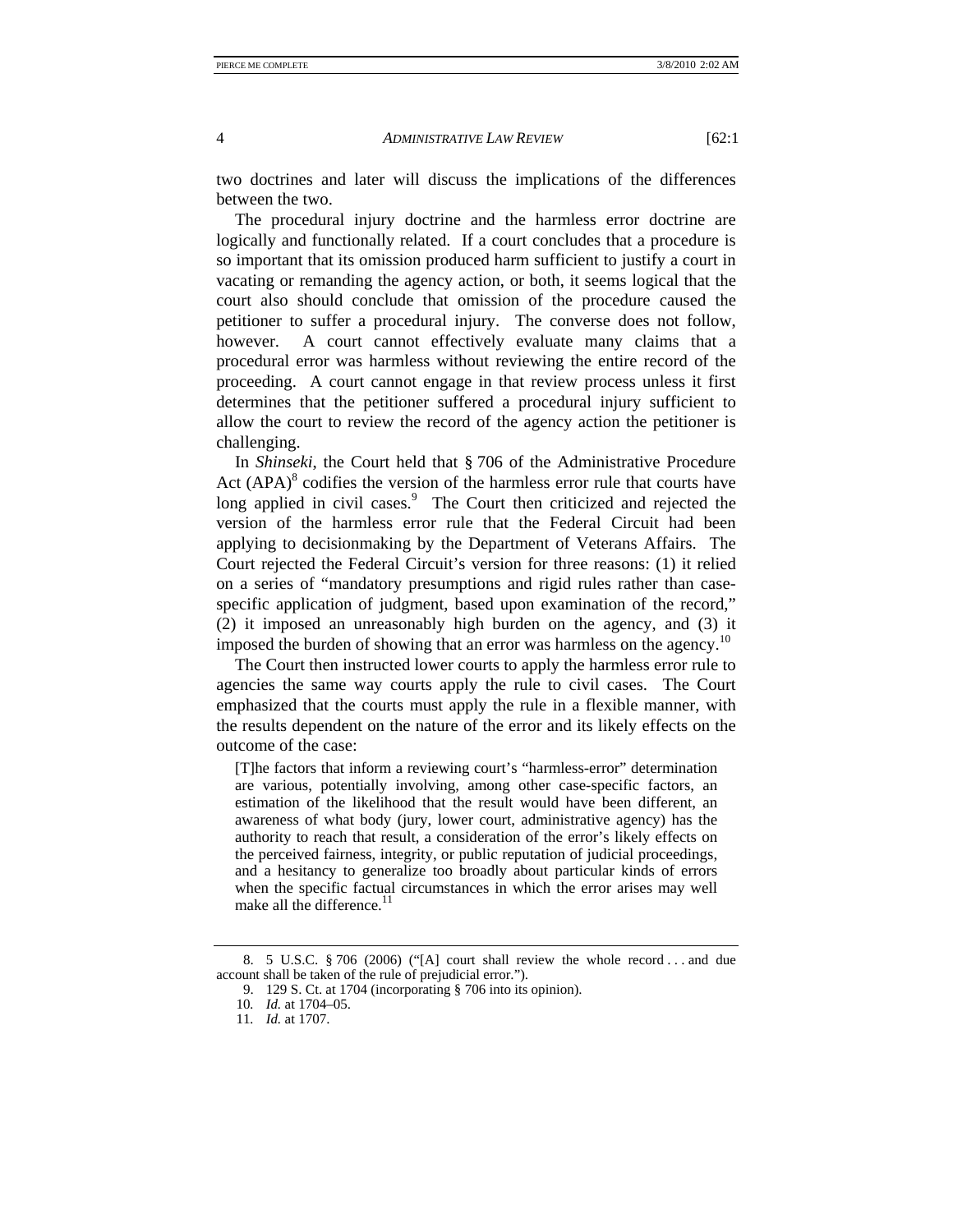two doctrines and later will discuss the implications of the differences between the two.

The procedural injury doctrine and the harmless error doctrine are logically and functionally related. If a court concludes that a procedure is so important that its omission produced harm sufficient to justify a court in vacating or remanding the agency action, or both, it seems logical that the court also should conclude that omission of the procedure caused the petitioner to suffer a procedural injury. The converse does not follow, however. A court cannot effectively evaluate many claims that a procedural error was harmless without reviewing the entire record of the proceeding. A court cannot engage in that review process unless it first determines that the petitioner suffered a procedural injury sufficient to allow the court to review the record of the agency action the petitioner is challenging.

In *Shinseki*, the Court held that § 706 of the Administrative Procedure Act (APA)[8] codifies the version of the harmless error rule that courts have long applied in civil cases.[9] The Court then criticized and rejected the version of the harmless error rule that the Federal Circuit had been applying to decisionmaking by the Department of Veterans Affairs. The Court rejected the Federal Circuit's version for three reasons: (1) it relied on a series of "mandatory presumptions and rigid rules rather than case-specific application of judgment, based upon examination of the record," (2) it imposed an unreasonably high burden on the agency, and (3) it imposed the burden of showing that an error was harmless on the agency.[10]

The Court then instructed lower courts to apply the harmless error rule to agencies the same way courts apply the rule to civil cases. The Court emphasized that the courts must apply the rule in a flexible manner, with the results dependent on the nature of the error and its likely effects on the outcome of the case:

> [T]he factors that inform a reviewing court's "harmless-error" determination are various, potentially involving, among other case-specific factors, an estimation of the likelihood that the result would have been different, an awareness of what body (jury, lower court, administrative agency) has the authority to reach that result, a consideration of the error's likely effects on the perceived fairness, integrity, or public reputation of judicial proceedings, and a hesitancy to generalize too broadly about particular kinds of errors when the specific factual circumstances in which the error arises may well make all the difference.[11]

---

8. 5 U.S.C. § 706 (2006) ("[A] court shall review the whole record . . . and due account shall be taken of the rule of prejudicial error.").

9. 129 S. Ct. at 1704 (incorporating § 706 into its opinion).

10. *Id.* at 1704–05.

11. *Id.* at 1707.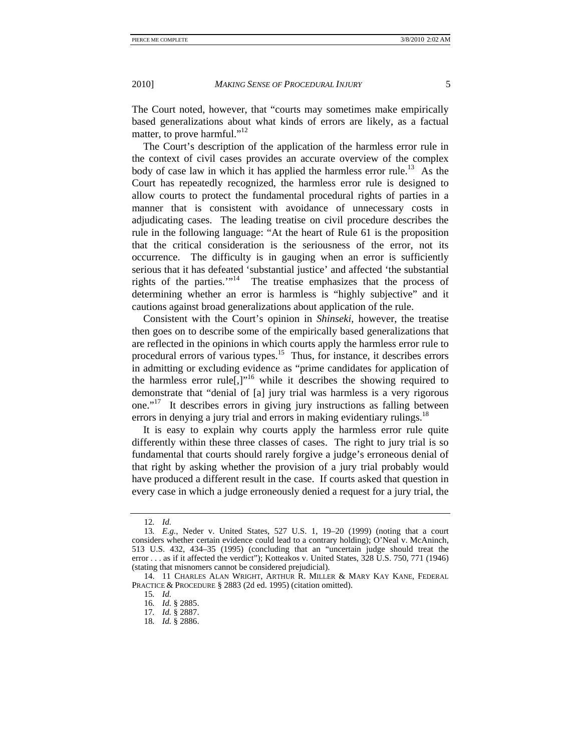The Court noted, however, that "courts may sometimes make empirically based generalizations about what kinds of errors are likely, as a factual matter, to prove harmful."[12]

The Court's description of the application of the harmless error rule in the context of civil cases provides an accurate overview of the complex body of case law in which it has applied the harmless error rule.[13] As the Court has repeatedly recognized, the harmless error rule is designed to allow courts to protect the fundamental procedural rights of parties in a manner that is consistent with avoidance of unnecessary costs in adjudicating cases. The leading treatise on civil procedure describes the rule in the following language: "At the heart of Rule 61 is the proposition that the critical consideration is the seriousness of the error, not its occurrence. The difficulty is in gauging when an error is sufficiently serious that it has defeated 'substantial justice' and affected 'the substantial rights of the parties.'"[14] The treatise emphasizes that the process of determining whether an error is harmless is "highly subjective" and it cautions against broad generalizations about application of the rule.

Consistent with the Court's opinion in *Shinseki*, however, the treatise then goes on to describe some of the empirically based generalizations that are reflected in the opinions in which courts apply the harmless error rule to procedural errors of various types.[15] Thus, for instance, it describes errors in admitting or excluding evidence as "prime candidates for application of the harmless error rule[,]"[16] while it describes the showing required to demonstrate that "denial of [a] jury trial was harmless is a very rigorous one."[17] It describes errors in giving jury instructions as falling between errors in denying a jury trial and errors in making evidentiary rulings.[18]

It is easy to explain why courts apply the harmless error rule quite differently within these three classes of cases. The right to jury trial is so fundamental that courts should rarely forgive a judge's erroneous denial of that right by asking whether the provision of a jury trial probably would have produced a different result in the case. If courts asked that question in every case in which a judge erroneously denied a request for a jury trial, the

---

12. *Id.*

13. *E.g.*, Neder v. United States, 527 U.S. 1, 19–20 (1999) (noting that a court considers whether certain evidence could lead to a contrary holding); O'Neal v. McAninch, 513 U.S. 432, 434–35 (1995) (concluding that an "uncertain judge should treat the error . . . as if it affected the verdict"); Kotteakos v. United States, 328 U.S. 750, 771 (1946) (stating that misnomers cannot be considered prejudicial).

14. 11 CHARLES ALAN WRIGHT, ARTHUR R. MILLER & MARY KAY KANE, FEDERAL PRACTICE & PROCEDURE § 2883 (2d ed. 1995) (citation omitted).

15. *Id.*

16. *Id.* § 2885.

17. *Id.* § 2887.

18. *Id.* § 2886.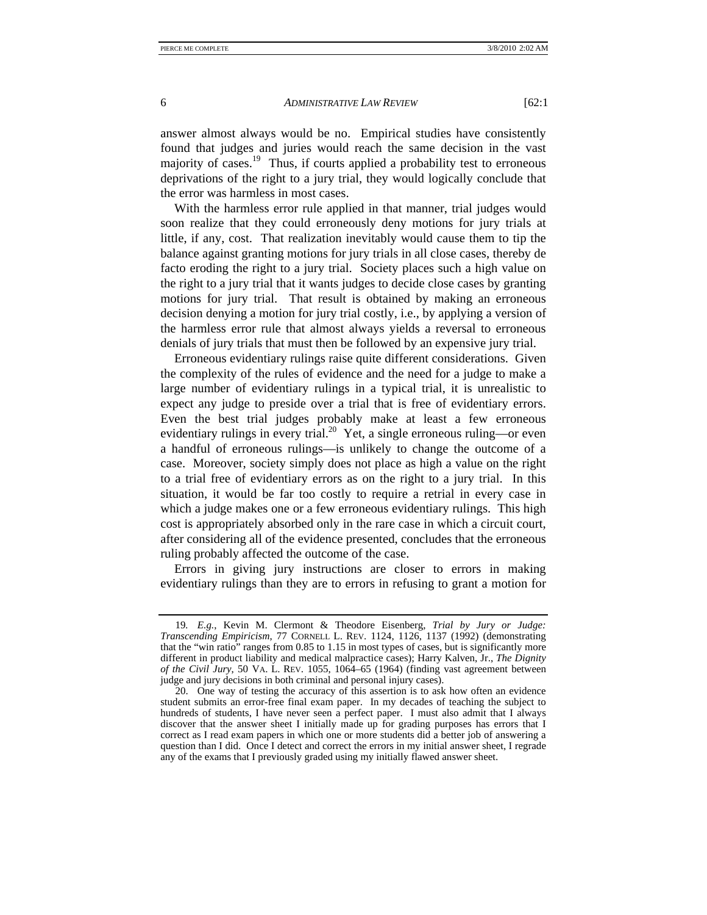answer almost always would be no. Empirical studies have consistently found that judges and juries would reach the same decision in the vast majority of cases.[19] Thus, if courts applied a probability test to erroneous deprivations of the right to a jury trial, they would logically conclude that the error was harmless in most cases.

With the harmless error rule applied in that manner, trial judges would soon realize that they could erroneously deny motions for jury trials at little, if any, cost. That realization inevitably would cause them to tip the balance against granting motions for jury trials in all close cases, thereby de facto eroding the right to a jury trial. Society places such a high value on the right to a jury trial that it wants judges to decide close cases by granting motions for jury trial. That result is obtained by making an erroneous decision denying a motion for jury trial costly, i.e., by applying a version of the harmless error rule that almost always yields a reversal to erroneous denials of jury trials that must then be followed by an expensive jury trial.

Erroneous evidentiary rulings raise quite different considerations. Given the complexity of the rules of evidence and the need for a judge to make a large number of evidentiary rulings in a typical trial, it is unrealistic to expect any judge to preside over a trial that is free of evidentiary errors. Even the best trial judges probably make at least a few erroneous evidentiary rulings in every trial.[20] Yet, a single erroneous ruling—or even a handful of erroneous rulings—is unlikely to change the outcome of a case. Moreover, society simply does not place as high a value on the right to a trial free of evidentiary errors as on the right to a jury trial. In this situation, it would be far too costly to require a retrial in every case in which a judge makes one or a few erroneous evidentiary rulings. This high cost is appropriately absorbed only in the rare case in which a circuit court, after considering all of the evidence presented, concludes that the erroneous ruling probably affected the outcome of the case.

Errors in giving jury instructions are closer to errors in making evidentiary rulings than they are to errors in refusing to grant a motion for

---

19. *E.g.*, Kevin M. Clermont & Theodore Eisenberg, *Trial by Jury or Judge: Transcending Empiricism*, 77 CORNELL L. REV. 1124, 1126, 1137 (1992) (demonstrating that the "win ratio" ranges from 0.85 to 1.15 in most types of cases, but is significantly more different in product liability and medical malpractice cases); Harry Kalven, Jr., *The Dignity of the Civil Jury*, 50 VA. L. REV. 1055, 1064–65 (1964) (finding vast agreement between judge and jury decisions in both criminal and personal injury cases).

20. One way of testing the accuracy of this assertion is to ask how often an evidence student submits an error-free final exam paper. In my decades of teaching the subject to hundreds of students, I have never seen a perfect paper. I must also admit that I always discover that the answer sheet I initially made up for grading purposes has errors that I correct as I read exam papers in which one or more students did a better job of answering a question than I did. Once I detect and correct the errors in my initial answer sheet, I regrade any of the exams that I previously graded using my initially flawed answer sheet.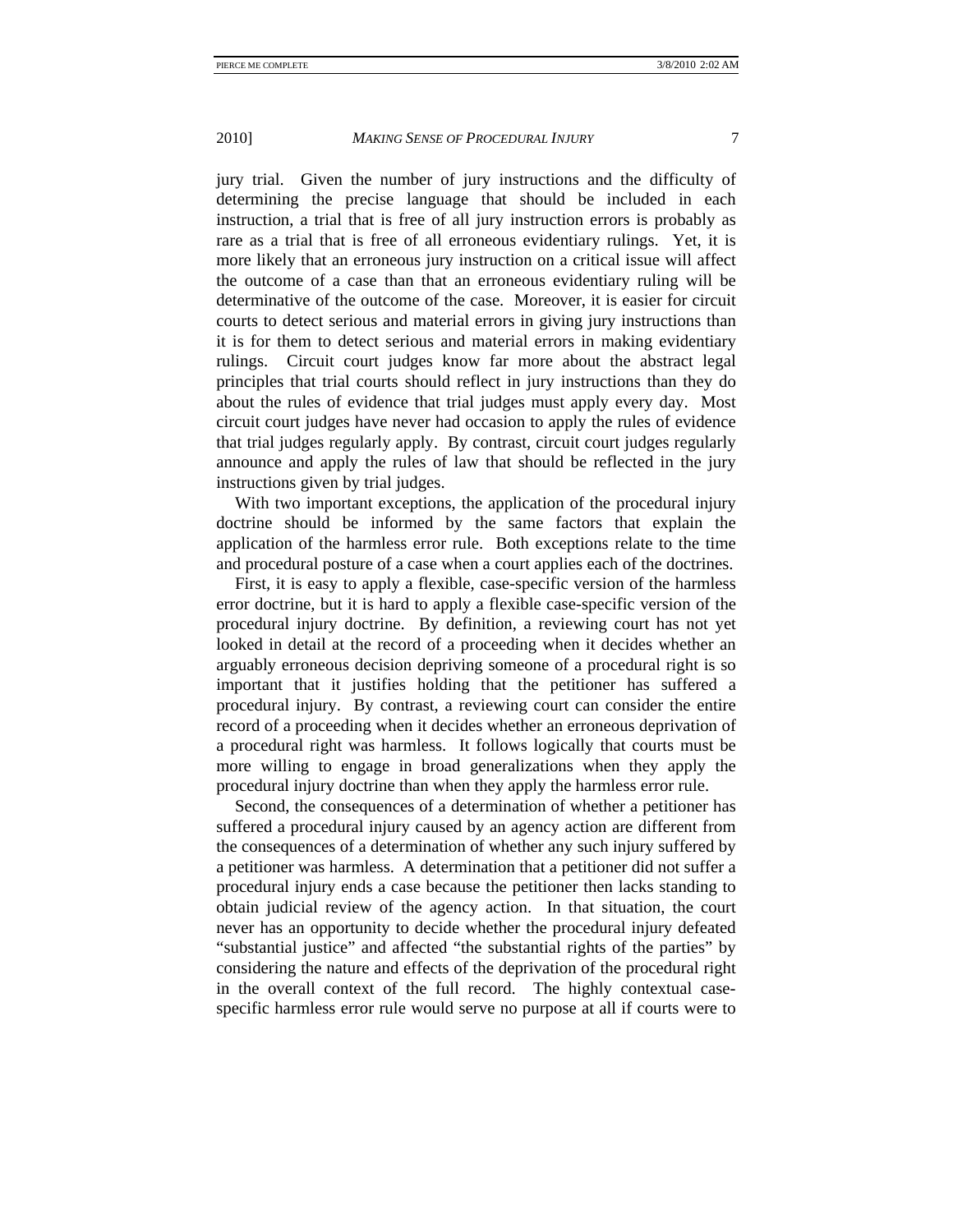jury trial. Given the number of jury instructions and the difficulty of determining the precise language that should be included in each instruction, a trial that is free of all jury instruction errors is probably as rare as a trial that is free of all erroneous evidentiary rulings. Yet, it is more likely that an erroneous jury instruction on a critical issue will affect the outcome of a case than that an erroneous evidentiary ruling will be determinative of the outcome of the case. Moreover, it is easier for circuit courts to detect serious and material errors in giving jury instructions than it is for them to detect serious and material errors in making evidentiary rulings. Circuit court judges know far more about the abstract legal principles that trial courts should reflect in jury instructions than they do about the rules of evidence that trial judges must apply every day. Most circuit court judges have never had occasion to apply the rules of evidence that trial judges regularly apply. By contrast, circuit court judges regularly announce and apply the rules of law that should be reflected in the jury instructions given by trial judges.

With two important exceptions, the application of the procedural injury doctrine should be informed by the same factors that explain the application of the harmless error rule. Both exceptions relate to the time and procedural posture of a case when a court applies each of the doctrines.

First, it is easy to apply a flexible, case-specific version of the harmless error doctrine, but it is hard to apply a flexible case-specific version of the procedural injury doctrine. By definition, a reviewing court has not yet looked in detail at the record of a proceeding when it decides whether an arguably erroneous decision depriving someone of a procedural right is so important that it justifies holding that the petitioner has suffered a procedural injury. By contrast, a reviewing court can consider the entire record of a proceeding when it decides whether an erroneous deprivation of a procedural right was harmless. It follows logically that courts must be more willing to engage in broad generalizations when they apply the procedural injury doctrine than when they apply the harmless error rule.

Second, the consequences of a determination of whether a petitioner has suffered a procedural injury caused by an agency action are different from the consequences of a determination of whether any such injury suffered by a petitioner was harmless. A determination that a petitioner did not suffer a procedural injury ends a case because the petitioner then lacks standing to obtain judicial review of the agency action. In that situation, the court never has an opportunity to decide whether the procedural injury defeated "substantial justice" and affected "the substantial rights of the parties" by considering the nature and effects of the deprivation of the procedural right in the overall context of the full record. The highly contextual case-specific harmless error rule would serve no purpose at all if courts were to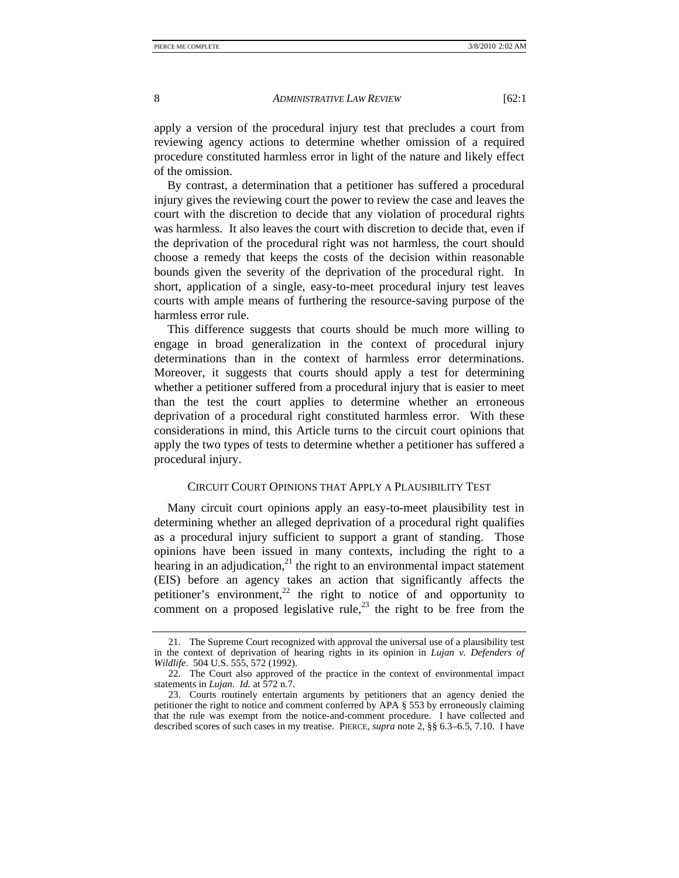apply a version of the procedural injury test that precludes a court from reviewing agency actions to determine whether omission of a required procedure constituted harmless error in light of the nature and likely effect of the omission.

By contrast, a determination that a petitioner has suffered a procedural injury gives the reviewing court the power to review the case and leaves the court with the discretion to decide that any violation of procedural rights was harmless. It also leaves the court with discretion to decide that, even if the deprivation of the procedural right was not harmless, the court should choose a remedy that keeps the costs of the decision within reasonable bounds given the severity of the deprivation of the procedural right. In short, application of a single, easy-to-meet procedural injury test leaves courts with ample means of furthering the resource-saving purpose of the harmless error rule.

This difference suggests that courts should be much more willing to engage in broad generalization in the context of procedural injury determinations than in the context of harmless error determinations. Moreover, it suggests that courts should apply a test for determining whether a petitioner suffered from a procedural injury that is easier to meet than the test the court applies to determine whether an erroneous deprivation of a procedural right constituted harmless error. With these considerations in mind, this Article turns to the circuit court opinions that apply the two types of tests to determine whether a petitioner has suffered a procedural injury.

## CIRCUIT COURT OPINIONS THAT APPLY A PLAUSIBILITY TEST

Many circuit court opinions apply an easy-to-meet plausibility test in determining whether an alleged deprivation of a procedural right qualifies as a procedural injury sufficient to support a grant of standing. Those opinions have been issued in many contexts, including the right to a hearing in an adjudication,[21] the right to an environmental impact statement (EIS) before an agency takes an action that significantly affects the petitioner's environment,[22] the right to notice of and opportunity to comment on a proposed legislative rule,[23] the right to be free from the

---

21. The Supreme Court recognized with approval the universal use of a plausibility test in the context of deprivation of hearing rights in its opinion in *Lujan v. Defenders of Wildlife*. 504 U.S. 555, 572 (1992).

22. The Court also approved of the practice in the context of environmental impact statements in *Lujan*. *Id.* at 572 n.7.

23. Courts routinely entertain arguments by petitioners that an agency denied the petitioner the right to notice and comment conferred by APA § 553 by erroneously claiming that the rule was exempt from the notice-and-comment procedure. I have collected and described scores of such cases in my treatise. PIERCE, *supra* note 2, §§ 6.3–6.5, 7.10. I have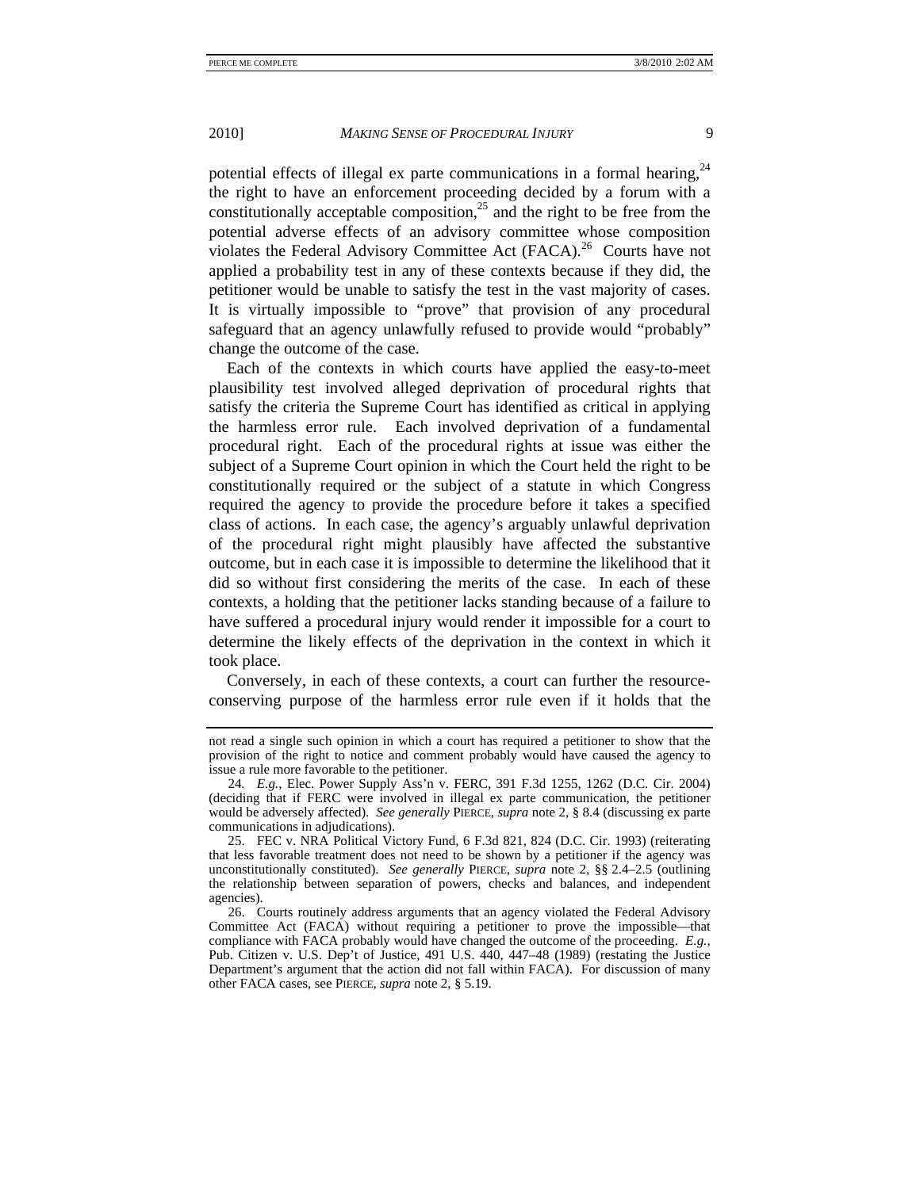potential effects of illegal ex parte communications in a formal hearing,[24] the right to have an enforcement proceeding decided by a forum with a constitutionally acceptable composition,[25] and the right to be free from the potential adverse effects of an advisory committee whose composition violates the Federal Advisory Committee Act (FACA).[26] Courts have not applied a probability test in any of these contexts because if they did, the petitioner would be unable to satisfy the test in the vast majority of cases. It is virtually impossible to "prove" that provision of any procedural safeguard that an agency unlawfully refused to provide would "probably" change the outcome of the case.

Each of the contexts in which courts have applied the easy-to-meet plausibility test involved alleged deprivation of procedural rights that satisfy the criteria the Supreme Court has identified as critical in applying the harmless error rule. Each involved deprivation of a fundamental procedural right. Each of the procedural rights at issue was either the subject of a Supreme Court opinion in which the Court held the right to be constitutionally required or the subject of a statute in which Congress required the agency to provide the procedure before it takes a specified class of actions. In each case, the agency's arguably unlawful deprivation of the procedural right might plausibly have affected the substantive outcome, but in each case it is impossible to determine the likelihood that it did so without first considering the merits of the case. In each of these contexts, a holding that the petitioner lacks standing because of a failure to have suffered a procedural injury would render it impossible for a court to determine the likely effects of the deprivation in the context in which it took place.

Conversely, in each of these contexts, a court can further the resource-conserving purpose of the harmless error rule even if it holds that the

---

not read a single such opinion in which a court has required a petitioner to show that the provision of the right to notice and comment probably would have caused the agency to issue a rule more favorable to the petitioner.

24. *E.g.*, Elec. Power Supply Ass'n v. FERC, 391 F.3d 1255, 1262 (D.C. Cir. 2004) (deciding that if FERC were involved in illegal ex parte communication, the petitioner would be adversely affected). *See generally* PIERCE, *supra* note 2, § 8.4 (discussing ex parte communications in adjudications).

25. FEC v. NRA Political Victory Fund, 6 F.3d 821, 824 (D.C. Cir. 1993) (reiterating that less favorable treatment does not need to be shown by a petitioner if the agency was unconstitutionally constituted). *See generally* PIERCE, *supra* note 2, §§ 2.4–2.5 (outlining the relationship between separation of powers, checks and balances, and independent agencies).

26. Courts routinely address arguments that an agency violated the Federal Advisory Committee Act (FACA) without requiring a petitioner to prove the impossible—that compliance with FACA probably would have changed the outcome of the proceeding. *E.g.*, Pub. Citizen v. U.S. Dep't of Justice, 491 U.S. 440, 447–48 (1989) (restating the Justice Department's argument that the action did not fall within FACA). For discussion of many other FACA cases, see PIERCE, *supra* note 2, § 5.19.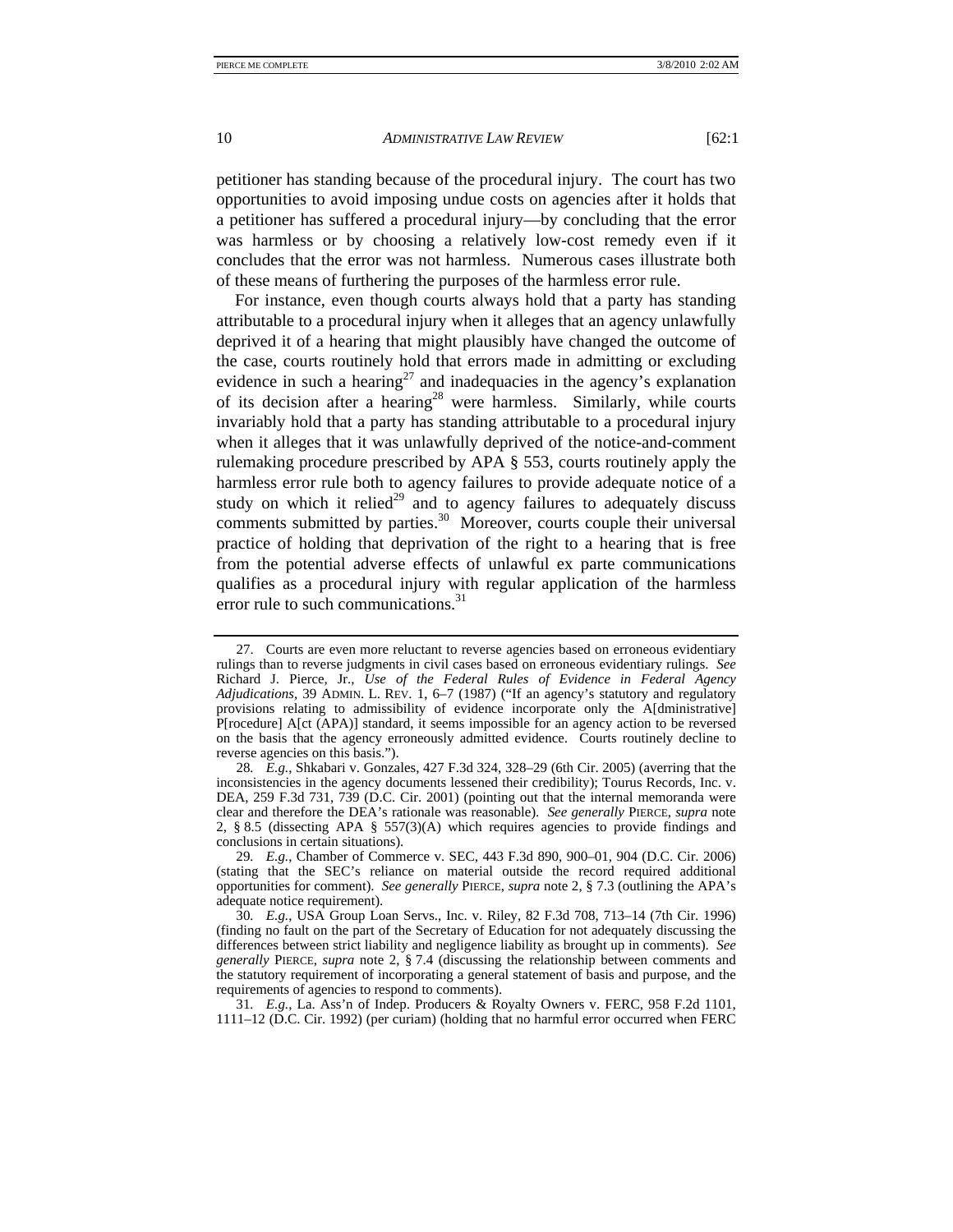petitioner has standing because of the procedural injury. The court has two opportunities to avoid imposing undue costs on agencies after it holds that a petitioner has suffered a procedural injury—by concluding that the error was harmless or by choosing a relatively low-cost remedy even if it concludes that the error was not harmless. Numerous cases illustrate both of these means of furthering the purposes of the harmless error rule.

For instance, even though courts always hold that a party has standing attributable to a procedural injury when it alleges that an agency unlawfully deprived it of a hearing that might plausibly have changed the outcome of the case, courts routinely hold that errors made in admitting or excluding evidence in such a hearing[27] and inadequacies in the agency's explanation of its decision after a hearing[28] were harmless. Similarly, while courts invariably hold that a party has standing attributable to a procedural injury when it alleges that it was unlawfully deprived of the notice-and-comment rulemaking procedure prescribed by APA § 553, courts routinely apply the harmless error rule both to agency failures to provide adequate notice of a study on which it relied[29] and to agency failures to adequately discuss comments submitted by parties.[30] Moreover, courts couple their universal practice of holding that deprivation of the right to a hearing that is free from the potential adverse effects of unlawful ex parte communications qualifies as a procedural injury with regular application of the harmless error rule to such communications.[31]

---

27. Courts are even more reluctant to reverse agencies based on erroneous evidentiary rulings than to reverse judgments in civil cases based on erroneous evidentiary rulings. *See* Richard J. Pierce, Jr., *Use of the Federal Rules of Evidence in Federal Agency Adjudications*, 39 ADMIN. L. REV. 1, 6–7 (1987) ("If an agency's statutory and regulatory provisions relating to admissibility of evidence incorporate only the A[dministrative] P[rocedure] A[ct (APA)] standard, it seems impossible for an agency action to be reversed on the basis that the agency erroneously admitted evidence. Courts routinely decline to reverse agencies on this basis.").

28. *E.g.*, Shkabari v. Gonzales, 427 F.3d 324, 328–29 (6th Cir. 2005) (averring that the inconsistencies in the agency documents lessened their credibility); Tourus Records, Inc. v. DEA, 259 F.3d 731, 739 (D.C. Cir. 2001) (pointing out that the internal memoranda were clear and therefore the DEA's rationale was reasonable). *See generally* PIERCE, *supra* note 2, § 8.5 (dissecting APA § 557(3)(A) which requires agencies to provide findings and conclusions in certain situations).

29. *E.g.*, Chamber of Commerce v. SEC, 443 F.3d 890, 900–01, 904 (D.C. Cir. 2006) (stating that the SEC's reliance on material outside the record required additional opportunities for comment). *See generally* PIERCE, *supra* note 2, § 7.3 (outlining the APA's adequate notice requirement).

30. *E.g.*, USA Group Loan Servs., Inc. v. Riley, 82 F.3d 708, 713–14 (7th Cir. 1996) (finding no fault on the part of the Secretary of Education for not adequately discussing the differences between strict liability and negligence liability as brought up in comments). *See generally* PIERCE, *supra* note 2, § 7.4 (discussing the relationship between comments and the statutory requirement of incorporating a general statement of basis and purpose, and the requirements of agencies to respond to comments).

31. *E.g.*, La. Ass'n of Indep. Producers & Royalty Owners v. FERC, 958 F.2d 1101, 1111–12 (D.C. Cir. 1992) (per curiam) (holding that no harmful error occurred when FERC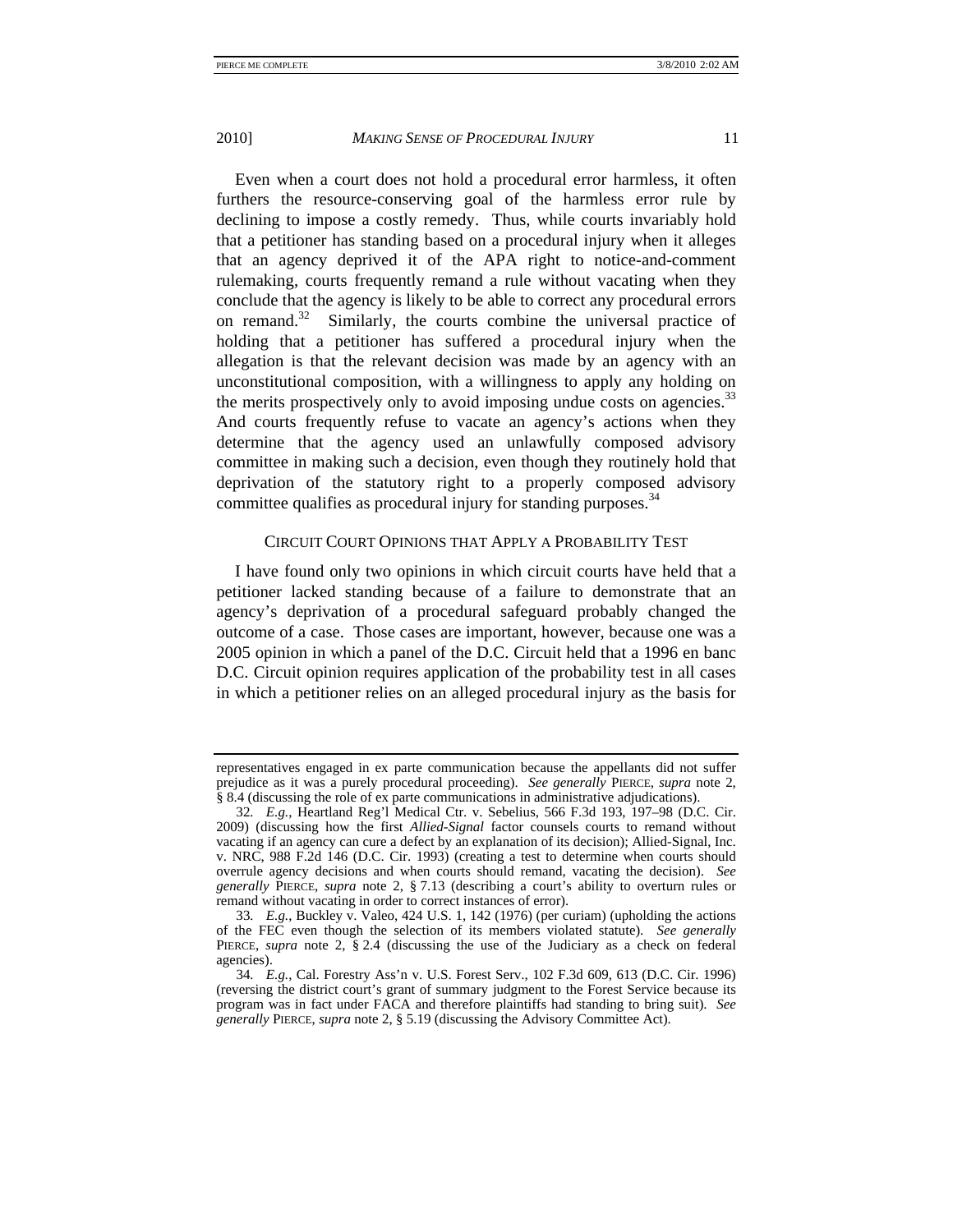Even when a court does not hold a procedural error harmless, it often furthers the resource-conserving goal of the harmless error rule by declining to impose a costly remedy. Thus, while courts invariably hold that a petitioner has standing based on a procedural injury when it alleges that an agency deprived it of the APA right to notice-and-comment rulemaking, courts frequently remand a rule without vacating when they conclude that the agency is likely to be able to correct any procedural errors on remand.[32] Similarly, the courts combine the universal practice of holding that a petitioner has suffered a procedural injury when the allegation is that the relevant decision was made by an agency with an unconstitutional composition, with a willingness to apply any holding on the merits prospectively only to avoid imposing undue costs on agencies.[33] And courts frequently refuse to vacate an agency's actions when they determine that the agency used an unlawfully composed advisory committee in making such a decision, even though they routinely hold that deprivation of the statutory right to a properly composed advisory committee qualifies as procedural injury for standing purposes.[34]

## CIRCUIT COURT OPINIONS THAT APPLY A PROBABILITY TEST

I have found only two opinions in which circuit courts have held that a petitioner lacked standing because of a failure to demonstrate that an agency's deprivation of a procedural safeguard probably changed the outcome of a case. Those cases are important, however, because one was a 2005 opinion in which a panel of the D.C. Circuit held that a 1996 en banc D.C. Circuit opinion requires application of the probability test in all cases in which a petitioner relies on an alleged procedural injury as the basis for

---

representatives engaged in ex parte communication because the appellants did not suffer prejudice as it was a purely procedural proceeding). *See generally* PIERCE, *supra* note 2, § 8.4 (discussing the role of ex parte communications in administrative adjudications).

32. *E.g.*, Heartland Reg'l Medical Ctr. v. Sebelius, 566 F.3d 193, 197–98 (D.C. Cir. 2009) (discussing how the first *Allied-Signal* factor counsels courts to remand without vacating if an agency can cure a defect by an explanation of its decision); Allied-Signal, Inc. v. NRC, 988 F.2d 146 (D.C. Cir. 1993) (creating a test to determine when courts should overrule agency decisions and when courts should remand, vacating the decision). *See generally* PIERCE, *supra* note 2, § 7.13 (describing a court's ability to overturn rules or remand without vacating in order to correct instances of error).

33. *E.g.*, Buckley v. Valeo, 424 U.S. 1, 142 (1976) (per curiam) (upholding the actions of the FEC even though the selection of its members violated statute). *See generally* PIERCE, *supra* note 2, § 2.4 (discussing the use of the Judiciary as a check on federal agencies).

34. *E.g.*, Cal. Forestry Ass'n v. U.S. Forest Serv., 102 F.3d 609, 613 (D.C. Cir. 1996) (reversing the district court's grant of summary judgment to the Forest Service because its program was in fact under FACA and therefore plaintiffs had standing to bring suit). *See generally* PIERCE, *supra* note 2, § 5.19 (discussing the Advisory Committee Act).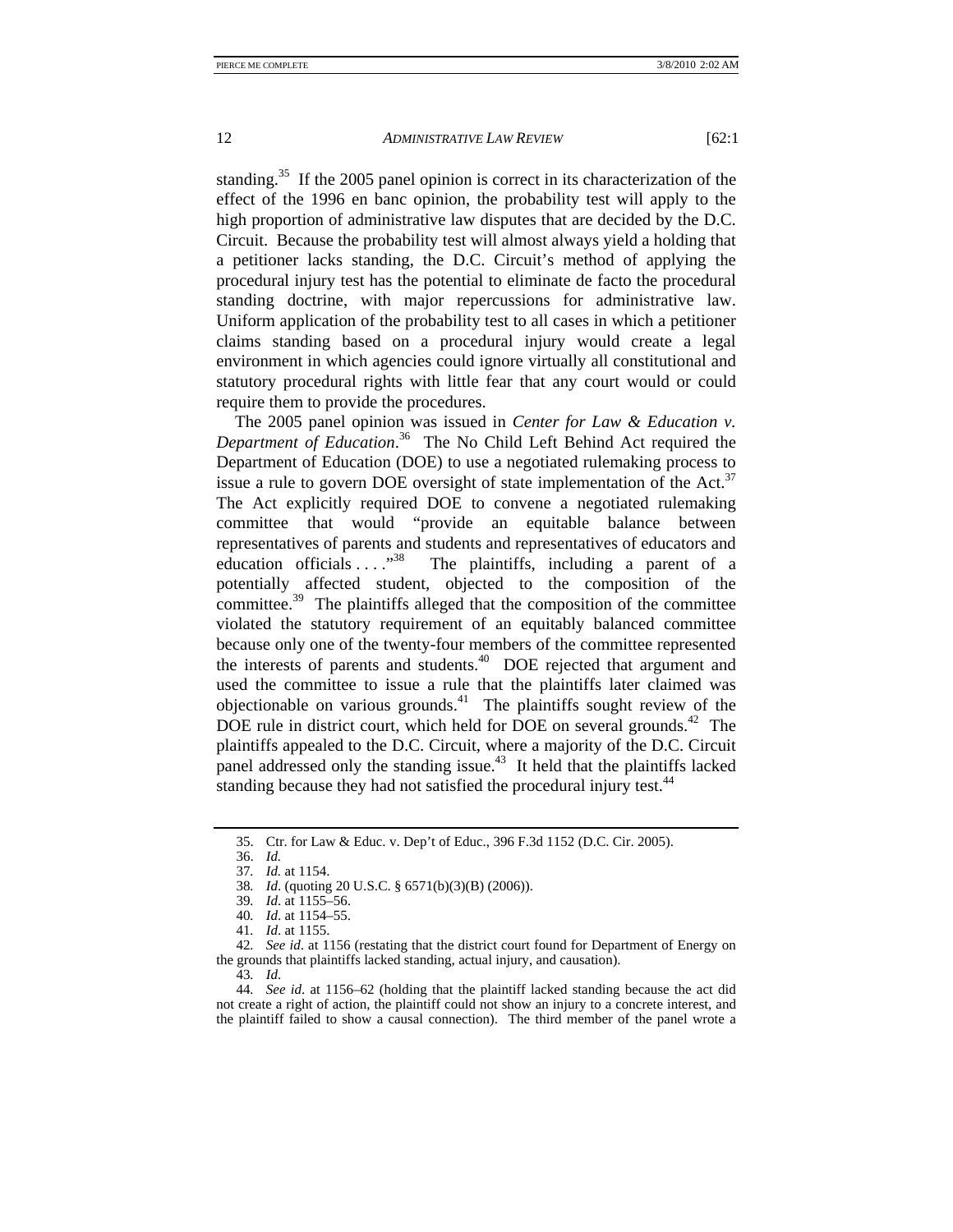standing.[35] If the 2005 panel opinion is correct in its characterization of the effect of the 1996 en banc opinion, the probability test will apply to the high proportion of administrative law disputes that are decided by the D.C. Circuit. Because the probability test will almost always yield a holding that a petitioner lacks standing, the D.C. Circuit's method of applying the procedural injury test has the potential to eliminate de facto the procedural standing doctrine, with major repercussions for administrative law. Uniform application of the probability test to all cases in which a petitioner claims standing based on a procedural injury would create a legal environment in which agencies could ignore virtually all constitutional and statutory procedural rights with little fear that any court would or could require them to provide the procedures.

The 2005 panel opinion was issued in *Center for Law & Education v. Department of Education*.[36] The No Child Left Behind Act required the Department of Education (DOE) to use a negotiated rulemaking process to issue a rule to govern DOE oversight of state implementation of the Act.[37] The Act explicitly required DOE to convene a negotiated rulemaking committee that would "provide an equitable balance between representatives of parents and students and representatives of educators and education officials . . . ."[38] The plaintiffs, including a parent of a potentially affected student, objected to the composition of the committee.[39] The plaintiffs alleged that the composition of the committee violated the statutory requirement of an equitably balanced committee because only one of the twenty-four members of the committee represented the interests of parents and students.[40] DOE rejected that argument and used the committee to issue a rule that the plaintiffs later claimed was objectionable on various grounds.[41] The plaintiffs sought review of the DOE rule in district court, which held for DOE on several grounds.[42] The plaintiffs appealed to the D.C. Circuit, where a majority of the D.C. Circuit panel addressed only the standing issue.[43] It held that the plaintiffs lacked standing because they had not satisfied the procedural injury test.[44]

---

35. Ctr. for Law & Educ. v. Dep't of Educ., 396 F.3d 1152 (D.C. Cir. 2005).

36. *Id.*

37. *Id.* at 1154.

38. *Id.* (quoting 20 U.S.C. § 6571(b)(3)(B) (2006)).

39. *Id*. at 1155–56.

40. *Id*. at 1154–55.

41. *Id*. at 1155.

42. *See id*. at 1156 (restating that the district court found for Department of Energy on the grounds that plaintiffs lacked standing, actual injury, and causation).

43. *Id*.

44. *See id*. at 1156–62 (holding that the plaintiff lacked standing because the act did not create a right of action, the plaintiff could not show an injury to a concrete interest, and the plaintiff failed to show a causal connection). The third member of the panel wrote a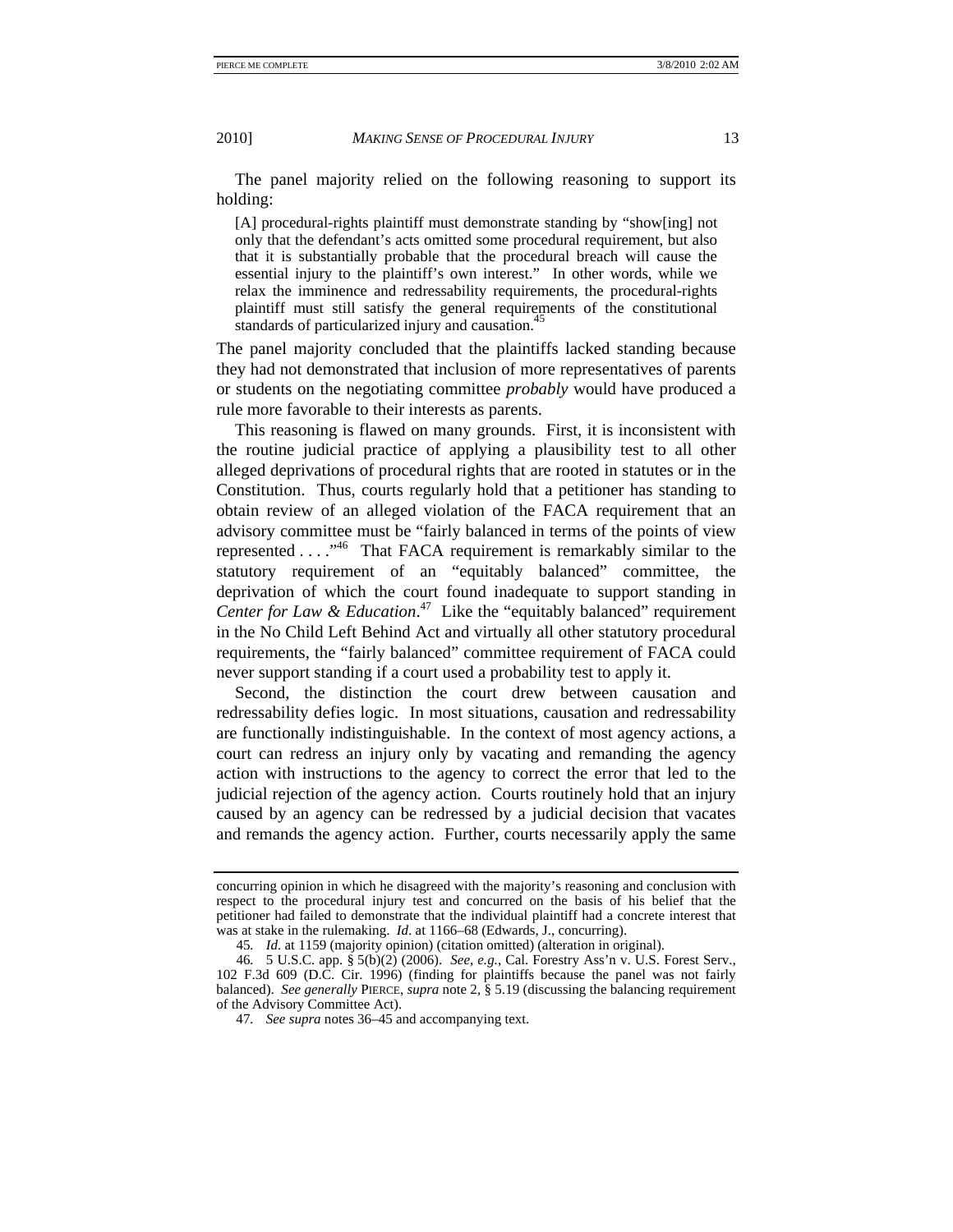The panel majority relied on the following reasoning to support its holding:

> [A] procedural-rights plaintiff must demonstrate standing by "show[ing] not only that the defendant's acts omitted some procedural requirement, but also that it is substantially probable that the procedural breach will cause the essential injury to the plaintiff's own interest." In other words, while we relax the imminence and redressability requirements, the procedural-rights plaintiff must still satisfy the general requirements of the constitutional standards of particularized injury and causation.[45]

The panel majority concluded that the plaintiffs lacked standing because they had not demonstrated that inclusion of more representatives of parents or students on the negotiating committee *probably* would have produced a rule more favorable to their interests as parents.

This reasoning is flawed on many grounds. First, it is inconsistent with the routine judicial practice of applying a plausibility test to all other alleged deprivations of procedural rights that are rooted in statutes or in the Constitution. Thus, courts regularly hold that a petitioner has standing to obtain review of an alleged violation of the FACA requirement that an advisory committee must be "fairly balanced in terms of the points of view represented . . . ."[46] That FACA requirement is remarkably similar to the statutory requirement of an "equitably balanced" committee, the deprivation of which the court found inadequate to support standing in *Center for Law & Education*.[47] Like the "equitably balanced" requirement in the No Child Left Behind Act and virtually all other statutory procedural requirements, the "fairly balanced" committee requirement of FACA could never support standing if a court used a probability test to apply it.

Second, the distinction the court drew between causation and redressability defies logic. In most situations, causation and redressability are functionally indistinguishable. In the context of most agency actions, a court can redress an injury only by vacating and remanding the agency action with instructions to the agency to correct the error that led to the judicial rejection of the agency action. Courts routinely hold that an injury caused by an agency can be redressed by a judicial decision that vacates and remands the agency action. Further, courts necessarily apply the same

---

concurring opinion in which he disagreed with the majority's reasoning and conclusion with respect to the procedural injury test and concurred on the basis of his belief that the petitioner had failed to demonstrate that the individual plaintiff had a concrete interest that was at stake in the rulemaking. *Id*. at 1166–68 (Edwards, J., concurring).

45. *Id.* at 1159 (majority opinion) (citation omitted) (alteration in original).

46. 5 U.S.C. app. § 5(b)(2) (2006). *See, e.g.*, Cal. Forestry Ass'n v. U.S. Forest Serv., 102 F.3d 609 (D.C. Cir. 1996) (finding for plaintiffs because the panel was not fairly balanced). *See generally* PIERCE, *supra* note 2, § 5.19 (discussing the balancing requirement of the Advisory Committee Act).

47. *See supra* notes 36–45 and accompanying text.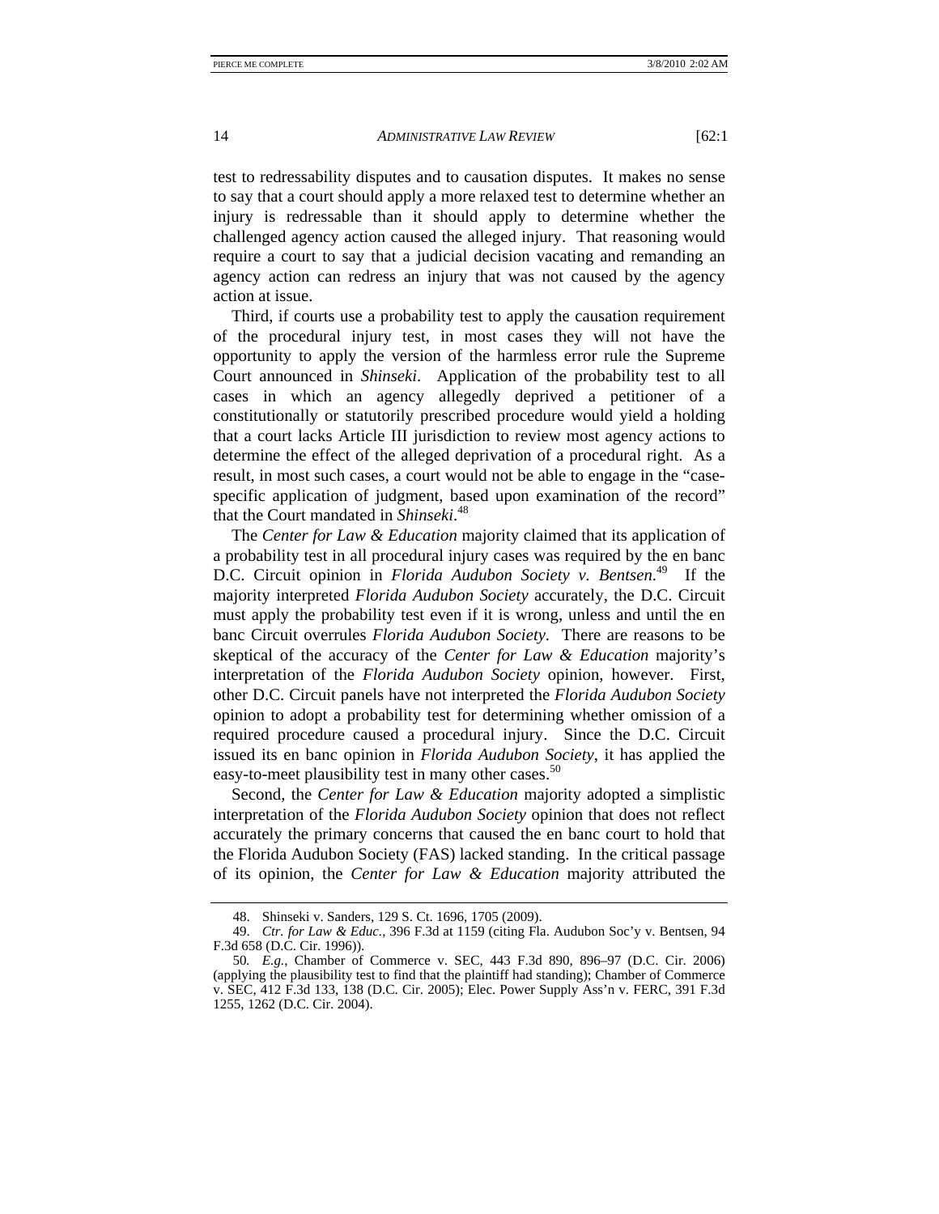test to redressability disputes and to causation disputes. It makes no sense to say that a court should apply a more relaxed test to determine whether an injury is redressable than it should apply to determine whether the challenged agency action caused the alleged injury. That reasoning would require a court to say that a judicial decision vacating and remanding an agency action can redress an injury that was not caused by the agency action at issue.

Third, if courts use a probability test to apply the causation requirement of the procedural injury test, in most cases they will not have the opportunity to apply the version of the harmless error rule the Supreme Court announced in *Shinseki*. Application of the probability test to all cases in which an agency allegedly deprived a petitioner of a constitutionally or statutorily prescribed procedure would yield a holding that a court lacks Article III jurisdiction to review most agency actions to determine the effect of the alleged deprivation of a procedural right. As a result, in most such cases, a court would not be able to engage in the "case-specific application of judgment, based upon examination of the record" that the Court mandated in *Shinseki*.[48]

The *Center for Law & Education* majority claimed that its application of a probability test in all procedural injury cases was required by the en banc D.C. Circuit opinion in *Florida Audubon Society v. Bentsen*.[49] If the majority interpreted *Florida Audubon Society* accurately, the D.C. Circuit must apply the probability test even if it is wrong, unless and until the en banc Circuit overrules *Florida Audubon Society*. There are reasons to be skeptical of the accuracy of the *Center for Law & Education* majority's interpretation of the *Florida Audubon Society* opinion, however. First, other D.C. Circuit panels have not interpreted the *Florida Audubon Society* opinion to adopt a probability test for determining whether omission of a required procedure caused a procedural injury. Since the D.C. Circuit issued its en banc opinion in *Florida Audubon Society*, it has applied the easy-to-meet plausibility test in many other cases.[50]

Second, the *Center for Law & Education* majority adopted a simplistic interpretation of the *Florida Audubon Society* opinion that does not reflect accurately the primary concerns that caused the en banc court to hold that the Florida Audubon Society (FAS) lacked standing. In the critical passage of its opinion, the *Center for Law & Education* majority attributed the

---

48. Shinseki v. Sanders, 129 S. Ct. 1696, 1705 (2009).

49. *Ctr. for Law & Educ.*, 396 F.3d at 1159 (citing Fla. Audubon Soc'y v. Bentsen, 94 F.3d 658 (D.C. Cir. 1996)).

50. *E.g.*, Chamber of Commerce v. SEC, 443 F.3d 890, 896–97 (D.C. Cir. 2006) (applying the plausibility test to find that the plaintiff had standing); Chamber of Commerce v. SEC, 412 F.3d 133, 138 (D.C. Cir. 2005); Elec. Power Supply Ass'n v. FERC, 391 F.3d 1255, 1262 (D.C. Cir. 2004).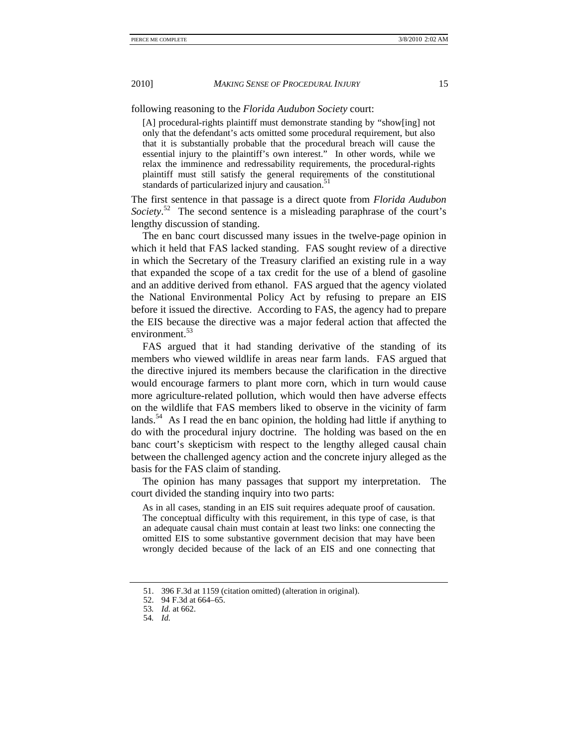following reasoning to the *Florida Audubon Society* court:

> [A] procedural-rights plaintiff must demonstrate standing by "show[ing] not only that the defendant's acts omitted some procedural requirement, but also that it is substantially probable that the procedural breach will cause the essential injury to the plaintiff's own interest." In other words, while we relax the imminence and redressability requirements, the procedural-rights plaintiff must still satisfy the general requirements of the constitutional standards of particularized injury and causation.[51]

The first sentence in that passage is a direct quote from *Florida Audubon Society*.[52] The second sentence is a misleading paraphrase of the court's lengthy discussion of standing.

The en banc court discussed many issues in the twelve-page opinion in which it held that FAS lacked standing. FAS sought review of a directive in which the Secretary of the Treasury clarified an existing rule in a way that expanded the scope of a tax credit for the use of a blend of gasoline and an additive derived from ethanol. FAS argued that the agency violated the National Environmental Policy Act by refusing to prepare an EIS before it issued the directive. According to FAS, the agency had to prepare the EIS because the directive was a major federal action that affected the environment.[53]

FAS argued that it had standing derivative of the standing of its members who viewed wildlife in areas near farm lands. FAS argued that the directive injured its members because the clarification in the directive would encourage farmers to plant more corn, which in turn would cause more agriculture-related pollution, which would then have adverse effects on the wildlife that FAS members liked to observe in the vicinity of farm lands.[54] As I read the en banc opinion, the holding had little if anything to do with the procedural injury doctrine. The holding was based on the en banc court's skepticism with respect to the lengthy alleged causal chain between the challenged agency action and the concrete injury alleged as the basis for the FAS claim of standing.

The opinion has many passages that support my interpretation. The court divided the standing inquiry into two parts:

> As in all cases, standing in an EIS suit requires adequate proof of causation. The conceptual difficulty with this requirement, in this type of case, is that an adequate causal chain must contain at least two links: one connecting the omitted EIS to some substantive government decision that may have been wrongly decided because of the lack of an EIS and one connecting that

51. 396 F.3d at 1159 (citation omitted) (alteration in original).

52. 94 F.3d at 664–65.

53. *Id.* at 662.

54. *Id.*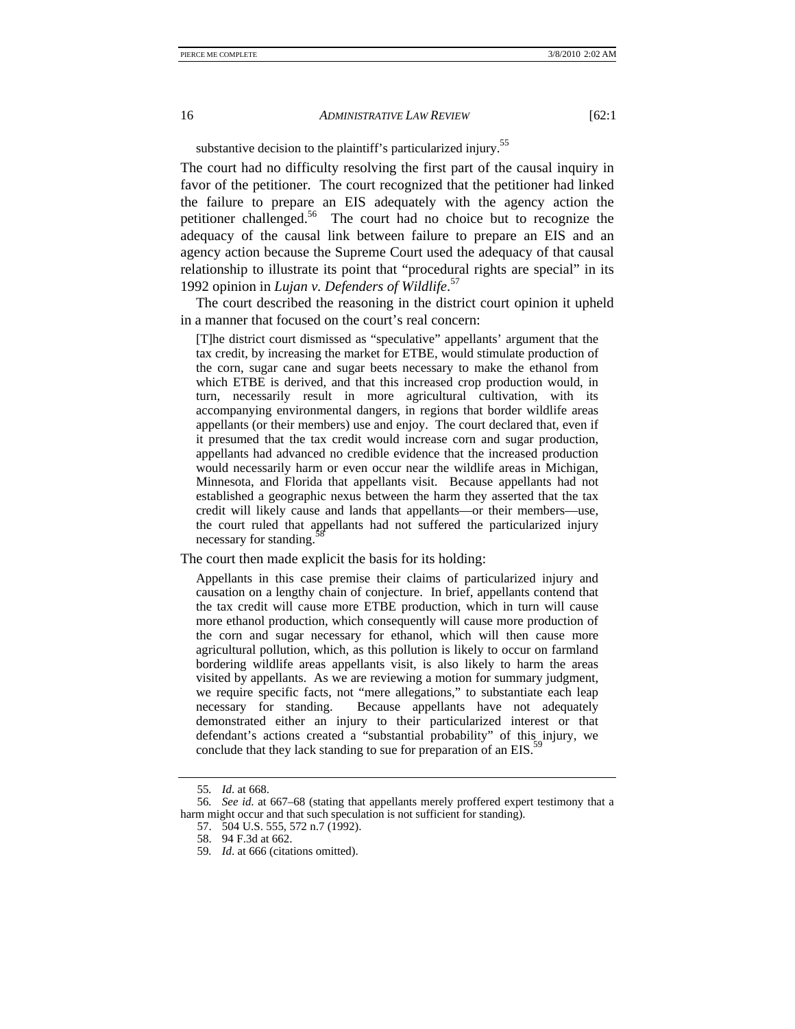substantive decision to the plaintiff's particularized injury.[55]

The court had no difficulty resolving the first part of the causal inquiry in favor of the petitioner. The court recognized that the petitioner had linked the failure to prepare an EIS adequately with the agency action the petitioner challenged.[56] The court had no choice but to recognize the adequacy of the causal link between failure to prepare an EIS and an agency action because the Supreme Court used the adequacy of that causal relationship to illustrate its point that "procedural rights are special" in its 1992 opinion in *Lujan v. Defenders of Wildlife*.[57]

The court described the reasoning in the district court opinion it upheld in a manner that focused on the court's real concern:

> [T]he district court dismissed as "speculative" appellants' argument that the tax credit, by increasing the market for ETBE, would stimulate production of the corn, sugar cane and sugar beets necessary to make the ethanol from which ETBE is derived, and that this increased crop production would, in turn, necessarily result in more agricultural cultivation, with its accompanying environmental dangers, in regions that border wildlife areas appellants (or their members) use and enjoy. The court declared that, even if it presumed that the tax credit would increase corn and sugar production, appellants had advanced no credible evidence that the increased production would necessarily harm or even occur near the wildlife areas in Michigan, Minnesota, and Florida that appellants visit. Because appellants had not established a geographic nexus between the harm they asserted that the tax credit will likely cause and lands that appellants—or their members—use, the court ruled that appellants had not suffered the particularized injury necessary for standing.[58]

The court then made explicit the basis for its holding:

> Appellants in this case premise their claims of particularized injury and causation on a lengthy chain of conjecture. In brief, appellants contend that the tax credit will cause more ETBE production, which in turn will cause more ethanol production, which consequently will cause more production of the corn and sugar necessary for ethanol, which will then cause more agricultural pollution, which, as this pollution is likely to occur on farmland bordering wildlife areas appellants visit, is also likely to harm the areas visited by appellants. As we are reviewing a motion for summary judgment, we require specific facts, not "mere allegations," to substantiate each leap necessary for standing. Because appellants have not adequately demonstrated either an injury to their particularized interest or that defendant's actions created a "substantial probability" of this injury, we conclude that they lack standing to sue for preparation of an EIS.[59]

---

55. *Id.* at 668.

56. *See id.* at 667–68 (stating that appellants merely proffered expert testimony that a harm might occur and that such speculation is not sufficient for standing).

57. 504 U.S. 555, 572 n.7 (1992).

58. 94 F.3d at 662.

59. *Id.* at 666 (citations omitted).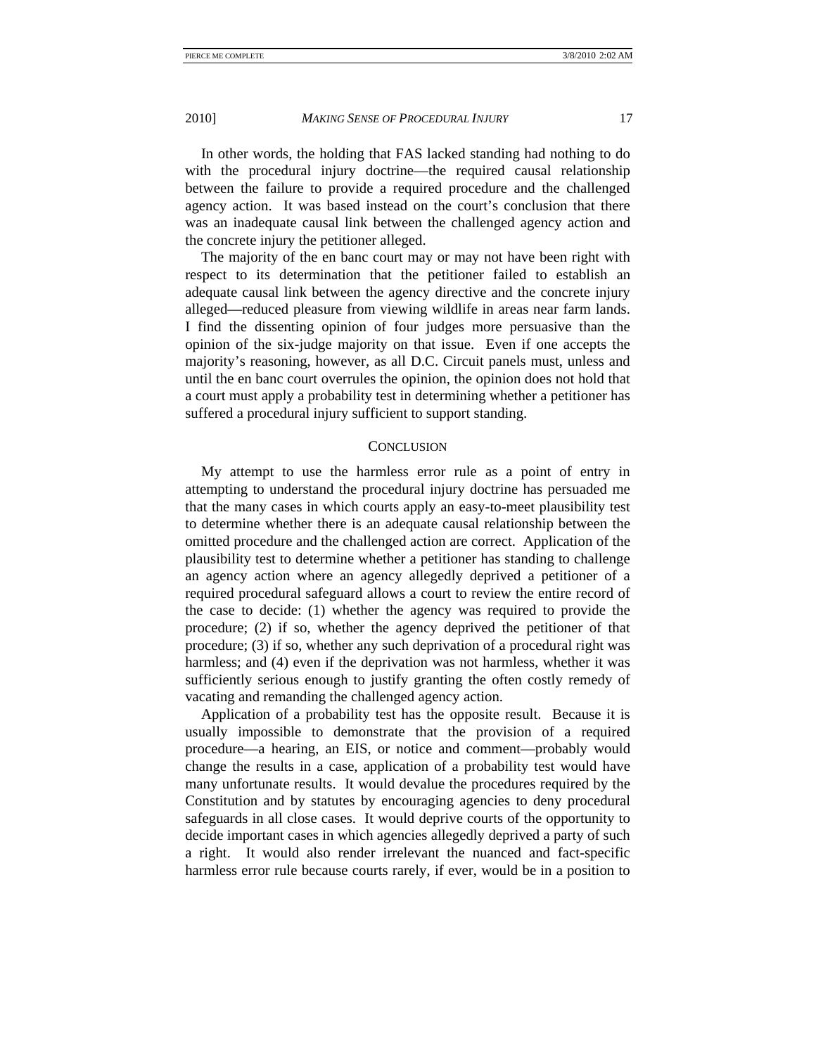In other words, the holding that FAS lacked standing had nothing to do with the procedural injury doctrine—the required causal relationship between the failure to provide a required procedure and the challenged agency action. It was based instead on the court's conclusion that there was an inadequate causal link between the challenged agency action and the concrete injury the petitioner alleged.

The majority of the en banc court may or may not have been right with respect to its determination that the petitioner failed to establish an adequate causal link between the agency directive and the concrete injury alleged—reduced pleasure from viewing wildlife in areas near farm lands. I find the dissenting opinion of four judges more persuasive than the opinion of the six-judge majority on that issue. Even if one accepts the majority's reasoning, however, as all D.C. Circuit panels must, unless and until the en banc court overrules the opinion, the opinion does not hold that a court must apply a probability test in determining whether a petitioner has suffered a procedural injury sufficient to support standing.

## CONCLUSION

My attempt to use the harmless error rule as a point of entry in attempting to understand the procedural injury doctrine has persuaded me that the many cases in which courts apply an easy-to-meet plausibility test to determine whether there is an adequate causal relationship between the omitted procedure and the challenged action are correct. Application of the plausibility test to determine whether a petitioner has standing to challenge an agency action where an agency allegedly deprived a petitioner of a required procedural safeguard allows a court to review the entire record of the case to decide: (1) whether the agency was required to provide the procedure; (2) if so, whether the agency deprived the petitioner of that procedure; (3) if so, whether any such deprivation of a procedural right was harmless; and (4) even if the deprivation was not harmless, whether it was sufficiently serious enough to justify granting the often costly remedy of vacating and remanding the challenged agency action.

Application of a probability test has the opposite result. Because it is usually impossible to demonstrate that the provision of a required procedure—a hearing, an EIS, or notice and comment—probably would change the results in a case, application of a probability test would have many unfortunate results. It would devalue the procedures required by the Constitution and by statutes by encouraging agencies to deny procedural safeguards in all close cases. It would deprive courts of the opportunity to decide important cases in which agencies allegedly deprived a party of such a right. It would also render irrelevant the nuanced and fact-specific harmless error rule because courts rarely, if ever, would be in a position to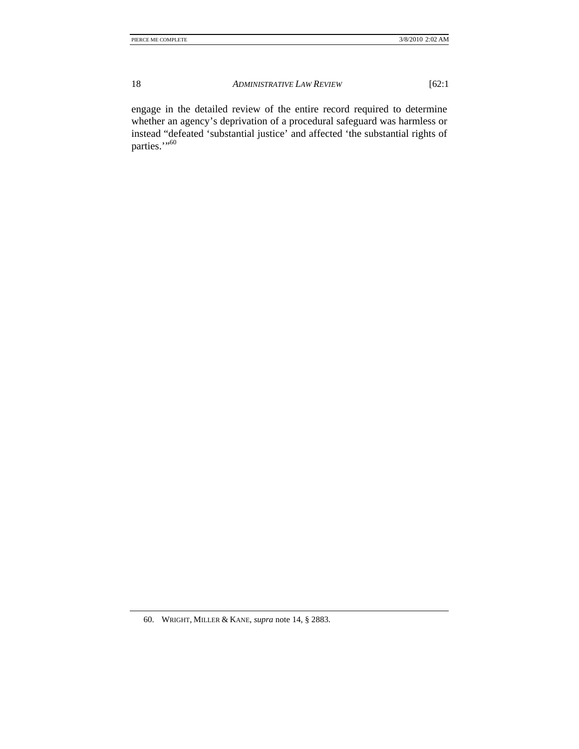engage in the detailed review of the entire record required to determine whether an agency's deprivation of a procedural safeguard was harmless or instead "defeated 'substantial justice' and affected 'the substantial rights of parties.'"[60]

---

60. WRIGHT, MILLER & KANE, *supra* note 14, § 2883.